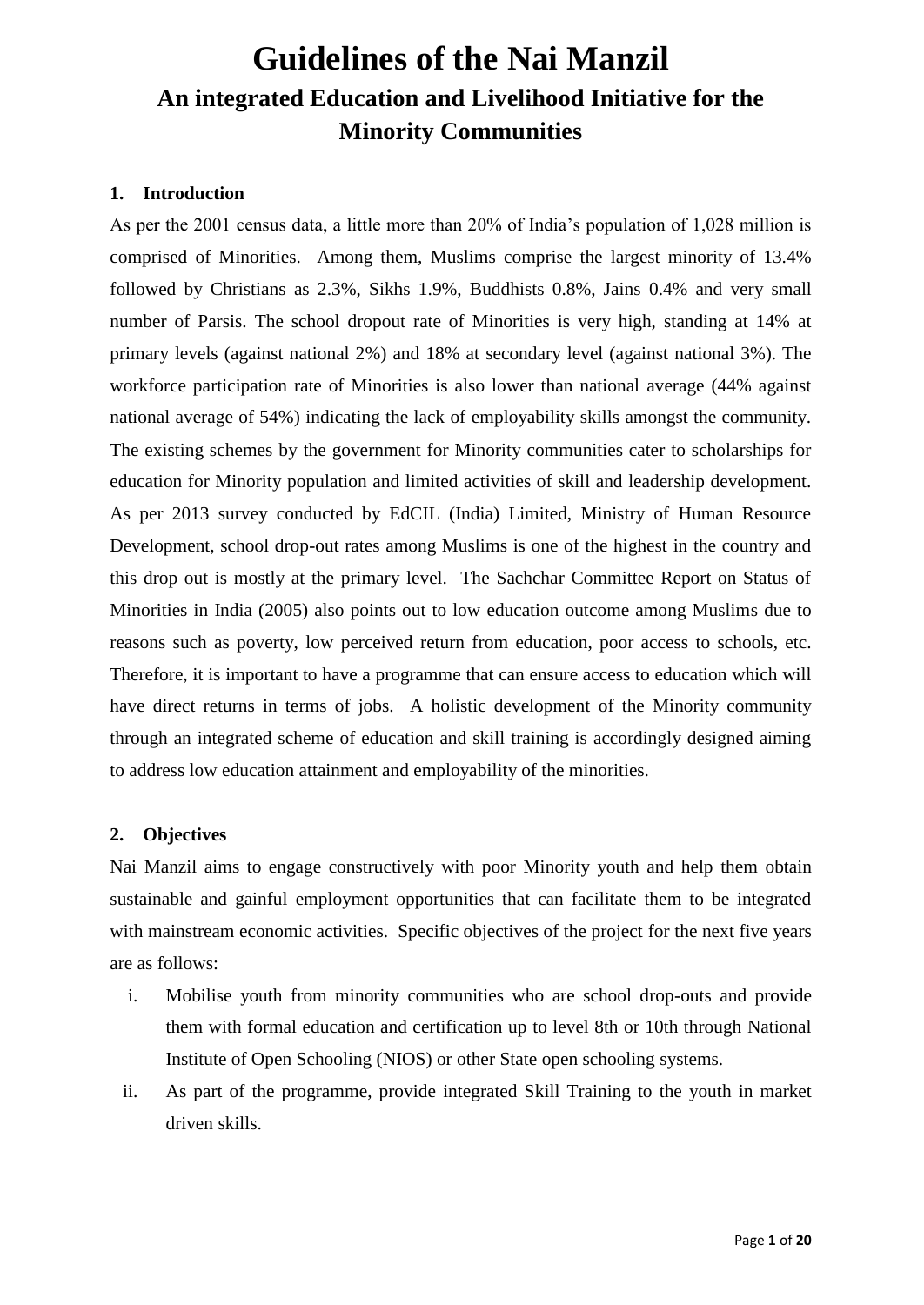# Guidelines of the Nai Manzil

## An integrated Education and Livelihood Initiative for the Minority Communities

### 1. Introduction

As per the 2001 census data, a little more than 20% of India's population of 1,028 million is comprised of Minorities. Among them, Muslims comprise the largest minority of 13.4% followed by Christians as 2.3%, Sikhs 1.9%, Buddhists 0.8%, Jains 0.4% and very small number of Parsis. The school dropout rate of Minorities is very high, standing at 14% at primary levels (against national 2%) and 18% at secondary level (against national 3%). The workforce participation rate of Minorities is also lower than national average (44% against national average of 54%) indicating the lack of employability skills amongst the community. The existing schemes by the government for Minority communities cater to scholarships for education for Minority population and limited activities of skill and leadership development. As per 2013 survey conducted by EdCIL (India) Limited, Ministry of Human Resource Development, school drop-out rates among Muslims is one of the highest in the country and this drop out is mostly at the primary level. The Sachchar Committee Report on Status of Minorities in India (2005) also points out to low education outcome among Muslims due to reasons such as poverty, low perceived return from education, poor access to schools, etc. Therefore, it is important to have a programme that can ensure access to education which will have direct returns in terms of jobs. A holistic development of the Minority community through an integrated scheme of education and skill training is accordingly designed aiming to address low education attainment and employability of the minorities.

### 2. Objectives

Nai Manzil aims to engage constructively with poor Minority youth and help them obtain sustainable and gainful employment opportunities that can facilitate them to be integrated with mainstream economic activities. Specific objectives of the project for the next five years are as follows:

i. Mobilise youth from minority communities who are school drop-outs and provide them with formal education and certification up to level 8th or 10th through National Institute of Open Schooling (NIOS) or other State open schooling systems.

ii. As part of the programme, provide integrated Skill Training to the youth in market driven skills.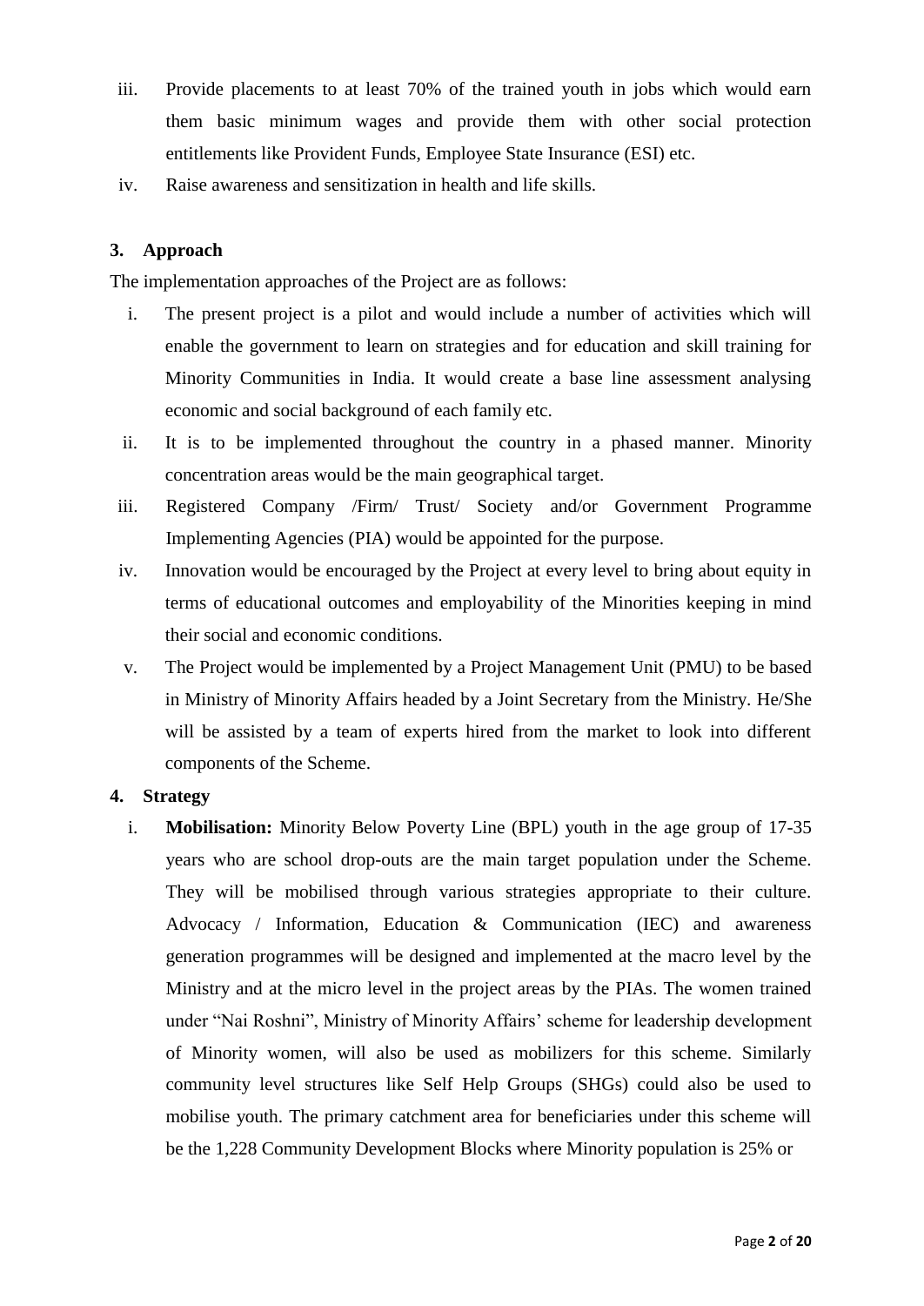iii. Provide placements to at least 70% of the trained youth in jobs which would earn them basic minimum wages and provide them with other social protection entitlements like Provident Funds, Employee State Insurance (ESI) etc.

iv. Raise awareness and sensitization in health and life skills.

## 3. Approach

The implementation approaches of the Project are as follows:

i. The present project is a pilot and would include a number of activities which will enable the government to learn on strategies and for education and skill training for Minority Communities in India. It would create a base line assessment analysing economic and social background of each family etc.

ii. It is to be implemented throughout the country in a phased manner. Minority concentration areas would be the main geographical target.

iii. Registered Company /Firm/ Trust/ Society and/or Government Programme Implementing Agencies (PIA) would be appointed for the purpose.

iv. Innovation would be encouraged by the Project at every level to bring about equity in terms of educational outcomes and employability of the Minorities keeping in mind their social and economic conditions.

v. The Project would be implemented by a Project Management Unit (PMU) to be based in Ministry of Minority Affairs headed by a Joint Secretary from the Ministry. He/She will be assisted by a team of experts hired from the market to look into different components of the Scheme.

## 4. Strategy

i. **Mobilisation:** Minority Below Poverty Line (BPL) youth in the age group of 17-35 years who are school drop-outs are the main target population under the Scheme. They will be mobilised through various strategies appropriate to their culture. Advocacy / Information, Education & Communication (IEC) and awareness generation programmes will be designed and implemented at the macro level by the Ministry and at the micro level in the project areas by the PIAs. The women trained under "Nai Roshni", Ministry of Minority Affairs' scheme for leadership development of Minority women, will also be used as mobilizers for this scheme. Similarly community level structures like Self Help Groups (SHGs) could also be used to mobilise youth. The primary catchment area for beneficiaries under this scheme will be the 1,228 Community Development Blocks where Minority population is 25% or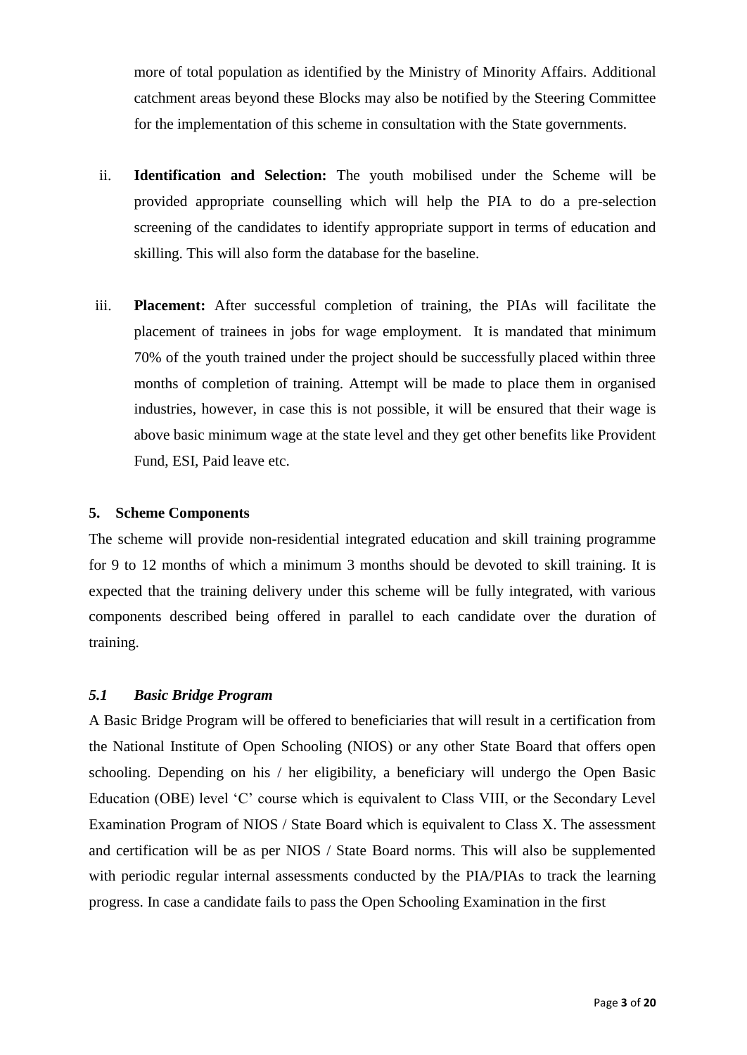more of total population as identified by the Ministry of Minority Affairs. Additional catchment areas beyond these Blocks may also be notified by the Steering Committee for the implementation of this scheme in consultation with the State governments.

ii. **Identification and Selection:** The youth mobilised under the Scheme will be provided appropriate counselling which will help the PIA to do a pre-selection screening of the candidates to identify appropriate support in terms of education and skilling. This will also form the database for the baseline.

iii. **Placement:** After successful completion of training, the PIAs will facilitate the placement of trainees in jobs for wage employment. It is mandated that minimum 70% of the youth trained under the project should be successfully placed within three months of completion of training. Attempt will be made to place them in organised industries, however, in case this is not possible, it will be ensured that their wage is above basic minimum wage at the state level and they get other benefits like Provident Fund, ESI, Paid leave etc.

## 5. Scheme Components

The scheme will provide non-residential integrated education and skill training programme for 9 to 12 months of which a minimum 3 months should be devoted to skill training. It is expected that the training delivery under this scheme will be fully integrated, with various components described being offered in parallel to each candidate over the duration of training.

### *5.1 Basic Bridge Program*

A Basic Bridge Program will be offered to beneficiaries that will result in a certification from the National Institute of Open Schooling (NIOS) or any other State Board that offers open schooling. Depending on his / her eligibility, a beneficiary will undergo the Open Basic Education (OBE) level 'C' course which is equivalent to Class VIII, or the Secondary Level Examination Program of NIOS / State Board which is equivalent to Class X. The assessment and certification will be as per NIOS / State Board norms. This will also be supplemented with periodic regular internal assessments conducted by the PIA/PIAs to track the learning progress. In case a candidate fails to pass the Open Schooling Examination in the first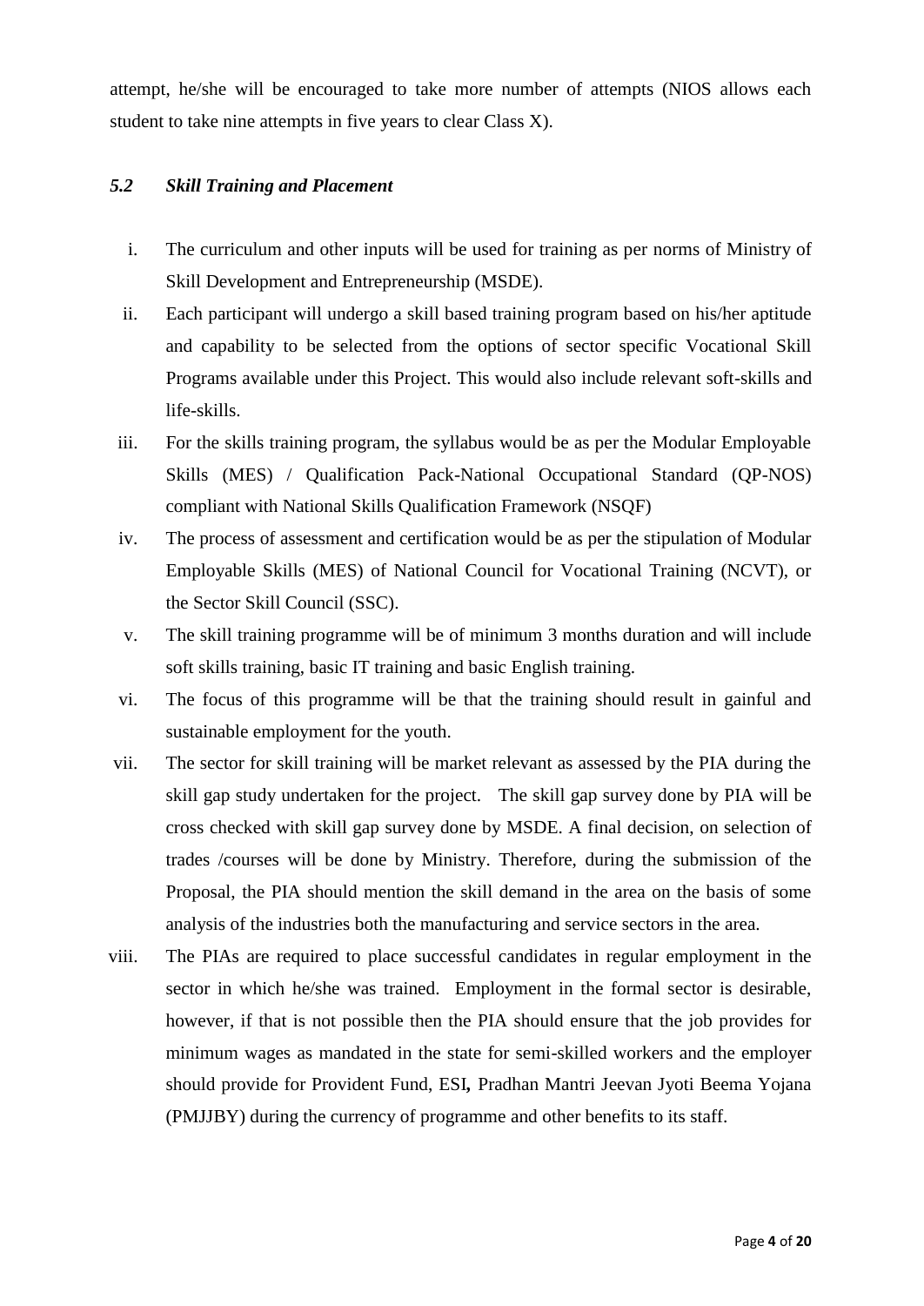attempt, he/she will be encouraged to take more number of attempts (NIOS allows each student to take nine attempts in five years to clear Class X).

### *5.2 Skill Training and Placement*

i. The curriculum and other inputs will be used for training as per norms of Ministry of Skill Development and Entrepreneurship (MSDE).

ii. Each participant will undergo a skill based training program based on his/her aptitude and capability to be selected from the options of sector specific Vocational Skill Programs available under this Project. This would also include relevant soft-skills and life-skills.

iii. For the skills training program, the syllabus would be as per the Modular Employable Skills (MES) / Qualification Pack-National Occupational Standard (QP-NOS) compliant with National Skills Qualification Framework (NSQF)

iv. The process of assessment and certification would be as per the stipulation of Modular Employable Skills (MES) of National Council for Vocational Training (NCVT), or the Sector Skill Council (SSC).

v. The skill training programme will be of minimum 3 months duration and will include soft skills training, basic IT training and basic English training.

vi. The focus of this programme will be that the training should result in gainful and sustainable employment for the youth.

vii. The sector for skill training will be market relevant as assessed by the PIA during the skill gap study undertaken for the project. The skill gap survey done by PIA will be cross checked with skill gap survey done by MSDE. A final decision, on selection of trades /courses will be done by Ministry. Therefore, during the submission of the Proposal, the PIA should mention the skill demand in the area on the basis of some analysis of the industries both the manufacturing and service sectors in the area.

viii. The PIAs are required to place successful candidates in regular employment in the sector in which he/she was trained. Employment in the formal sector is desirable, however, if that is not possible then the PIA should ensure that the job provides for minimum wages as mandated in the state for semi-skilled workers and the employer should provide for Provident Fund, ESI**,** Pradhan Mantri Jeevan Jyoti Beema Yojana (PMJJBY) during the currency of programme and other benefits to its staff.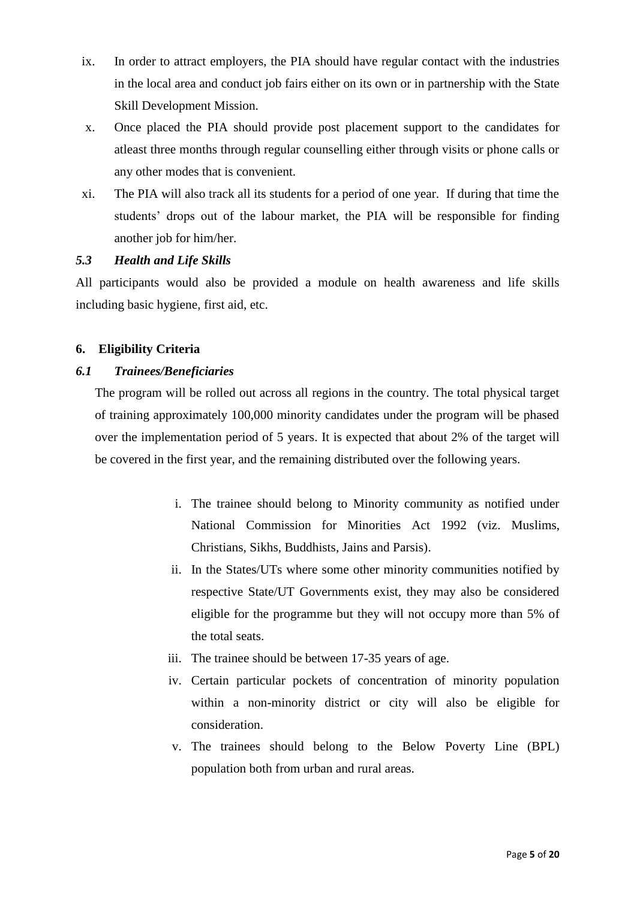ix. In order to attract employers, the PIA should have regular contact with the industries in the local area and conduct job fairs either on its own or in partnership with the State Skill Development Mission.

x. Once placed the PIA should provide post placement support to the candidates for atleast three months through regular counselling either through visits or phone calls or any other modes that is convenient.

xi. The PIA will also track all its students for a period of one year. If during that time the students' drops out of the labour market, the PIA will be responsible for finding another job for him/her.

### *5.3 Health and Life Skills*

All participants would also be provided a module on health awareness and life skills including basic hygiene, first aid, etc.

## 6. Eligibility Criteria

### *6.1 Trainees/Beneficiaries*

The program will be rolled out across all regions in the country. The total physical target of training approximately 100,000 minority candidates under the program will be phased over the implementation period of 5 years. It is expected that about 2% of the target will be covered in the first year, and the remaining distributed over the following years.

i. The trainee should belong to Minority community as notified under National Commission for Minorities Act 1992 (viz. Muslims, Christians, Sikhs, Buddhists, Jains and Parsis).

ii. In the States/UTs where some other minority communities notified by respective State/UT Governments exist, they may also be considered eligible for the programme but they will not occupy more than 5% of the total seats.

iii. The trainee should be between 17-35 years of age.

iv. Certain particular pockets of concentration of minority population within a non-minority district or city will also be eligible for consideration.

v. The trainees should belong to the Below Poverty Line (BPL) population both from urban and rural areas.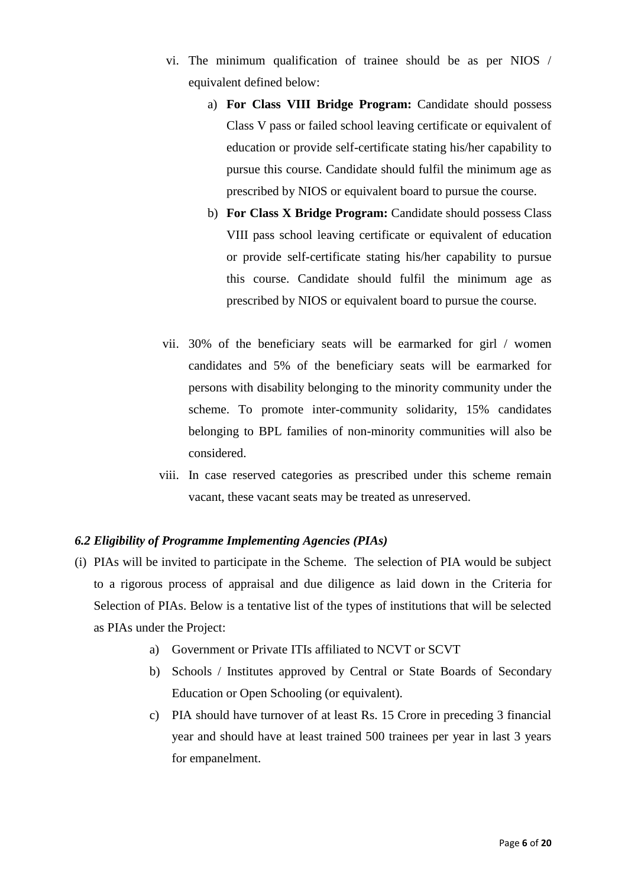vi. The minimum qualification of trainee should be as per NIOS / equivalent defined below:

   a) **For Class VIII Bridge Program:** Candidate should possess Class V pass or failed school leaving certificate or equivalent of education or provide self-certificate stating his/her capability to pursue this course. Candidate should fulfil the minimum age as prescribed by NIOS or equivalent board to pursue the course.

   b) **For Class X Bridge Program:** Candidate should possess Class VIII pass school leaving certificate or equivalent of education or provide self-certificate stating his/her capability to pursue this course. Candidate should fulfil the minimum age as prescribed by NIOS or equivalent board to pursue the course.

vii. 30% of the beneficiary seats will be earmarked for girl / women candidates and 5% of the beneficiary seats will be earmarked for persons with disability belonging to the minority community under the scheme. To promote inter-community solidarity, 15% candidates belonging to BPL families of non-minority communities will also be considered.

viii. In case reserved categories as prescribed under this scheme remain vacant, these vacant seats may be treated as unreserved.

### *6.2 Eligibility of Programme Implementing Agencies (PIAs)*

(i) PIAs will be invited to participate in the Scheme. The selection of PIA would be subject to a rigorous process of appraisal and due diligence as laid down in the Criteria for Selection of PIAs. Below is a tentative list of the types of institutions that will be selected as PIAs under the Project:

   a) Government or Private ITIs affiliated to NCVT or SCVT

   b) Schools / Institutes approved by Central or State Boards of Secondary Education or Open Schooling (or equivalent).

   c) PIA should have turnover of at least Rs. 15 Crore in preceding 3 financial year and should have at least trained 500 trainees per year in last 3 years for empanelment.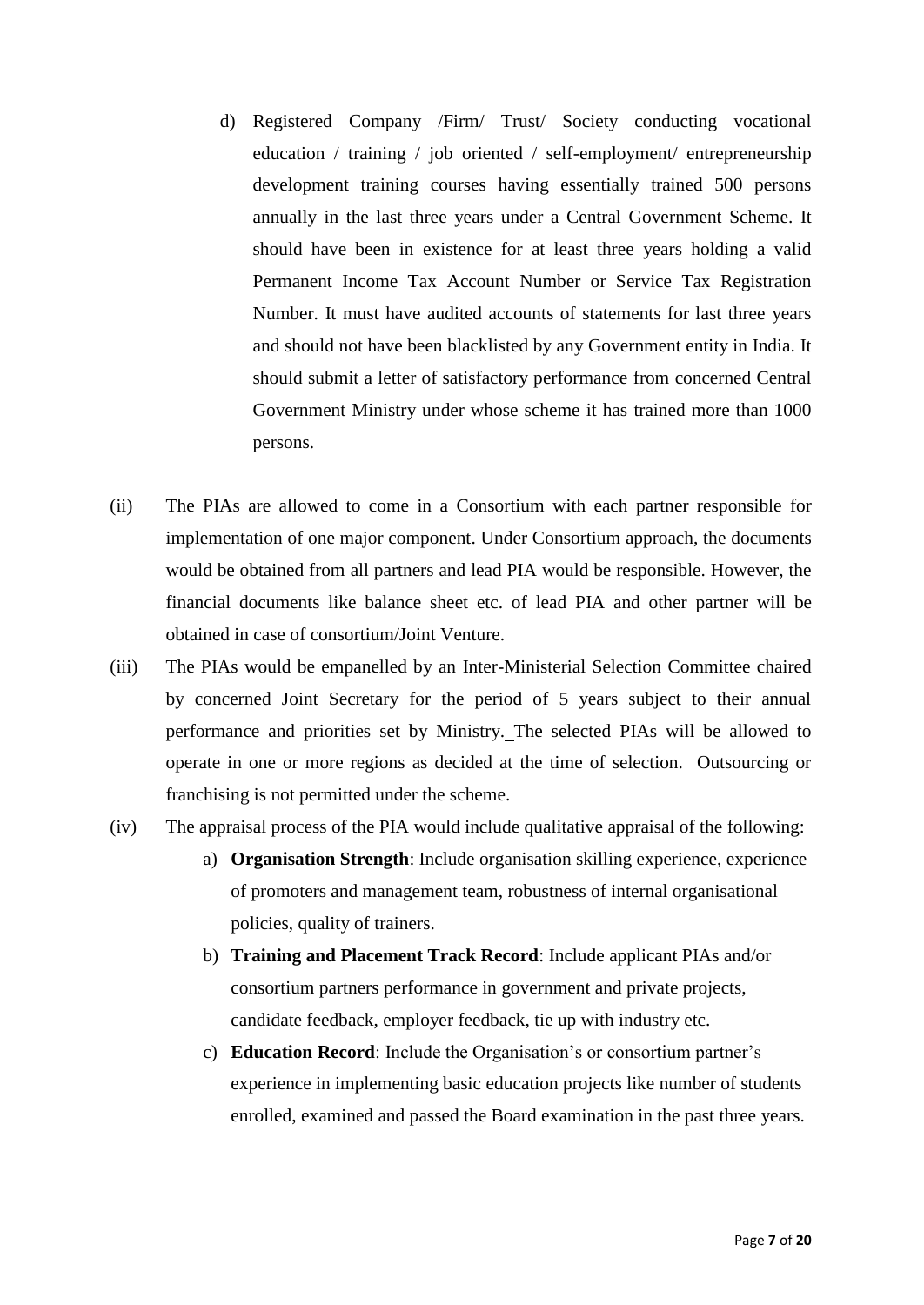d) Registered Company /Firm/ Trust/ Society conducting vocational education / training / job oriented / self-employment/ entrepreneurship development training courses having essentially trained 500 persons annually in the last three years under a Central Government Scheme. It should have been in existence for at least three years holding a valid Permanent Income Tax Account Number or Service Tax Registration Number. It must have audited accounts of statements for last three years and should not have been blacklisted by any Government entity in India. It should submit a letter of satisfactory performance from concerned Central Government Ministry under whose scheme it has trained more than 1000 persons.

(ii) The PIAs are allowed to come in a Consortium with each partner responsible for implementation of one major component. Under Consortium approach, the documents would be obtained from all partners and lead PIA would be responsible. However, the financial documents like balance sheet etc. of lead PIA and other partner will be obtained in case of consortium/Joint Venture.

(iii) The PIAs would be empanelled by an Inter-Ministerial Selection Committee chaired by concerned Joint Secretary for the period of 5 years subject to their annual performance and priorities set by Ministry. The selected PIAs will be allowed to operate in one or more regions as decided at the time of selection. Outsourcing or franchising is not permitted under the scheme.

(iv) The appraisal process of the PIA would include qualitative appraisal of the following:

a) **Organisation Strength**: Include organisation skilling experience, experience of promoters and management team, robustness of internal organisational policies, quality of trainers.

b) **Training and Placement Track Record**: Include applicant PIAs and/or consortium partners performance in government and private projects, candidate feedback, employer feedback, tie up with industry etc.

c) **Education Record**: Include the Organisation's or consortium partner's experience in implementing basic education projects like number of students enrolled, examined and passed the Board examination in the past three years.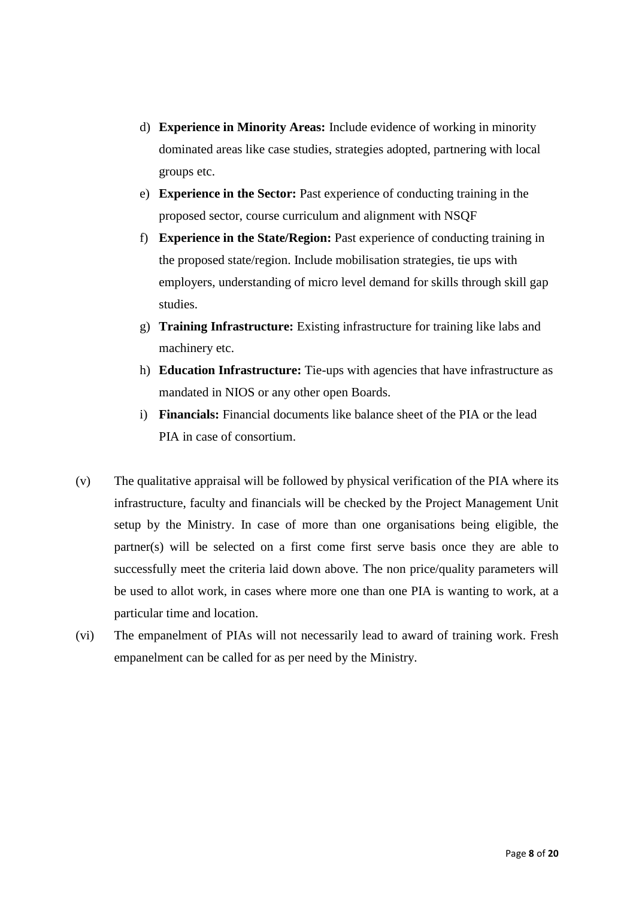d) **Experience in Minority Areas:** Include evidence of working in minority dominated areas like case studies, strategies adopted, partnering with local groups etc.

e) **Experience in the Sector:** Past experience of conducting training in the proposed sector, course curriculum and alignment with NSQF

f) **Experience in the State/Region:** Past experience of conducting training in the proposed state/region. Include mobilisation strategies, tie ups with employers, understanding of micro level demand for skills through skill gap studies.

g) **Training Infrastructure:** Existing infrastructure for training like labs and machinery etc.

h) **Education Infrastructure:** Tie-ups with agencies that have infrastructure as mandated in NIOS or any other open Boards.

i) **Financials:** Financial documents like balance sheet of the PIA or the lead PIA in case of consortium.

(v) The qualitative appraisal will be followed by physical verification of the PIA where its infrastructure, faculty and financials will be checked by the Project Management Unit setup by the Ministry. In case of more than one organisations being eligible, the partner(s) will be selected on a first come first serve basis once they are able to successfully meet the criteria laid down above. The non price/quality parameters will be used to allot work, in cases where more one than one PIA is wanting to work, at a particular time and location.

(vi) The empanelment of PIAs will not necessarily lead to award of training work. Fresh empanelment can be called for as per need by the Ministry.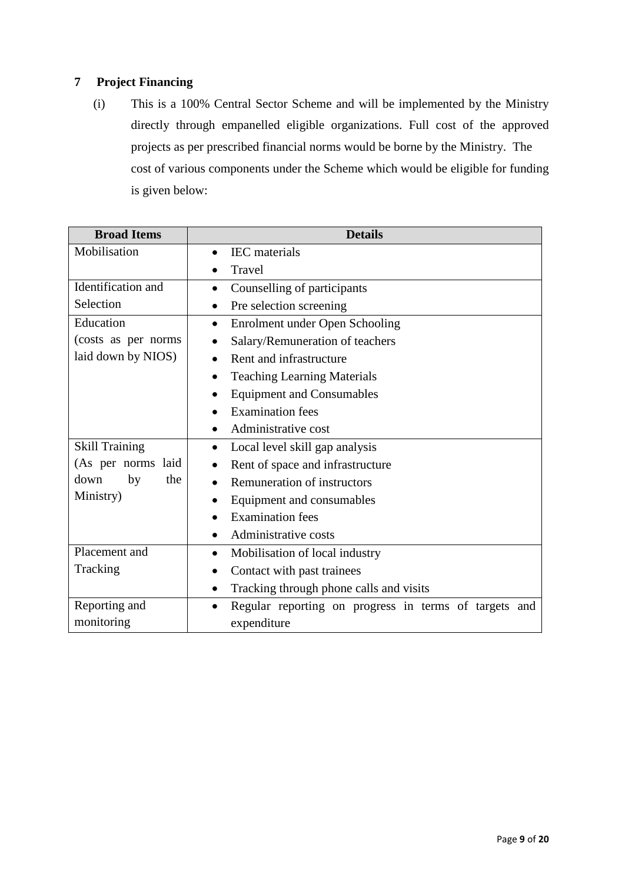## 7 Project Financing

(i) This is a 100% Central Sector Scheme and will be implemented by the Ministry directly through empanelled eligible organizations. Full cost of the approved projects as per prescribed financial norms would be borne by the Ministry. The cost of various components under the Scheme which would be eligible for funding is given below:

| Broad Items | Details |
|---|---|
| Mobilisation | • IEC materials<br>• Travel |
| Identification and Selection | • Counselling of participants<br>• Pre selection screening |
| Education (costs as per norms laid down by NIOS) | • Enrolment under Open Schooling<br>• Salary/Remuneration of teachers<br>• Rent and infrastructure<br>• Teaching Learning Materials<br>• Equipment and Consumables<br>• Examination fees<br>• Administrative cost |
| Skill Training (As per norms laid down by the Ministry) | • Local level skill gap analysis<br>• Rent of space and infrastructure<br>• Remuneration of instructors<br>• Equipment and consumables<br>• Examination fees<br>• Administrative costs |
| Placement and Tracking | • Mobilisation of local industry<br>• Contact with past trainees<br>• Tracking through phone calls and visits |
| Reporting and monitoring | • Regular reporting on progress in terms of targets and expenditure |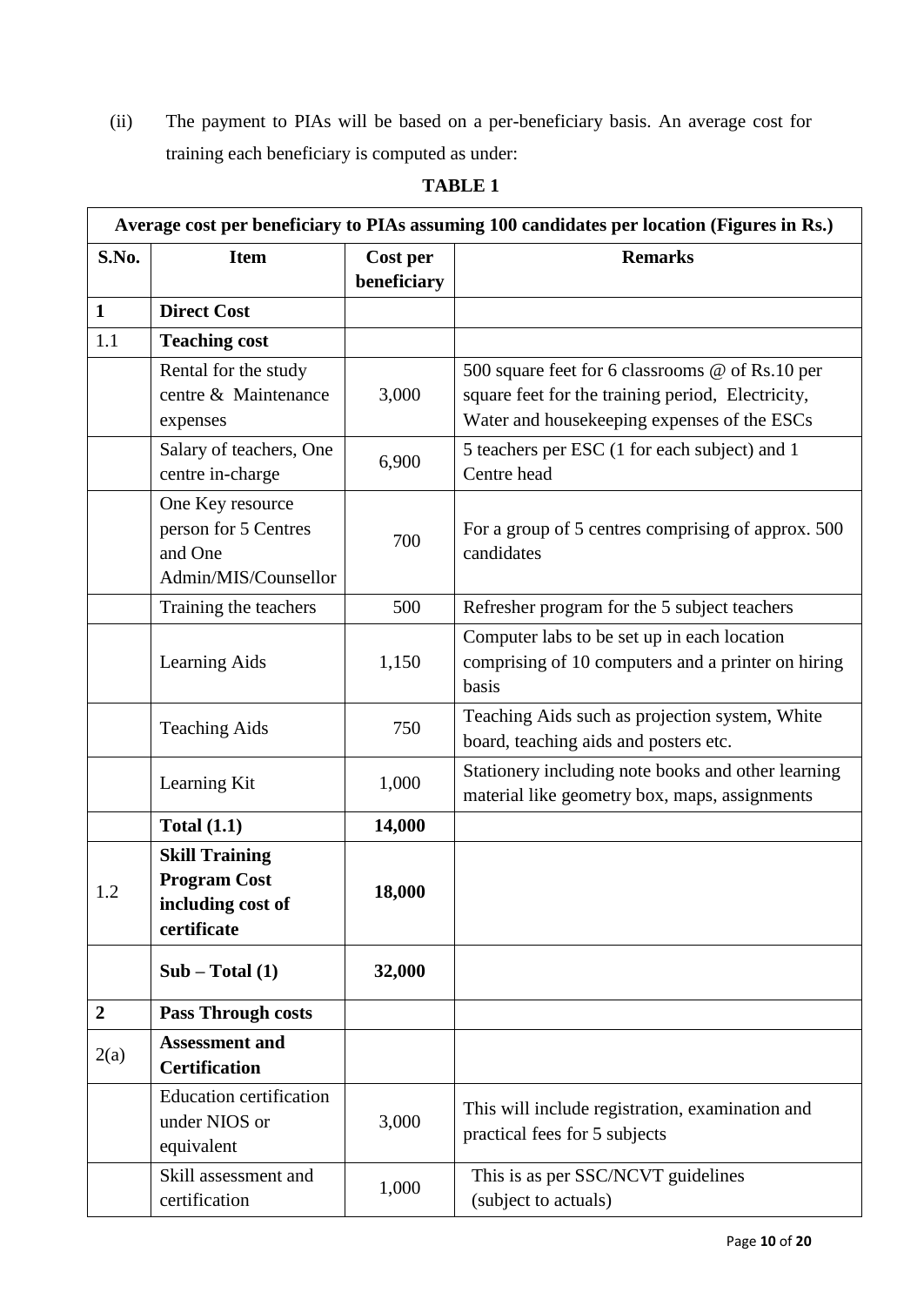(ii) The payment to PIAs will be based on a per-beneficiary basis. An average cost for training each beneficiary is computed as under:

**TABLE 1**

| Average cost per beneficiary to PIAs assuming 100 candidates per location (Figures in Rs.) | | | |
|---|---|---|---|
| **S.No.** | **Item** | **Cost per beneficiary** | **Remarks** |
| **1** | **Direct Cost** | | |
| 1.1 | **Teaching cost** | | |
| | Rental for the study centre & Maintenance expenses | 3,000 | 500 square feet for 6 classrooms @ of Rs.10 per square feet for the training period, Electricity, Water and housekeeping expenses of the ESCs |
| | Salary of teachers, One centre in-charge | 6,900 | 5 teachers per ESC (1 for each subject) and 1 Centre head |
| | One Key resource person for 5 Centres and One Admin/MIS/Counsellor | 700 | For a group of 5 centres comprising of approx. 500 candidates |
| | Training the teachers | 500 | Refresher program for the 5 subject teachers |
| | Learning Aids | 1,150 | Computer labs to be set up in each location comprising of 10 computers and a printer on hiring basis |
| | Teaching Aids | 750 | Teaching Aids such as projection system, White board, teaching aids and posters etc. |
| | Learning Kit | 1,000 | Stationery including note books and other learning material like geometry box, maps, assignments |
| | **Total (1.1)** | **14,000** | |
| 1.2 | **Skill Training Program Cost including cost of certificate** | **18,000** | |
| | **Sub – Total (1)** | **32,000** | |
| **2** | **Pass Through costs** | | |
| 2(a) | **Assessment and Certification** | | |
| | Education certification under NIOS or equivalent | 3,000 | This will include registration, examination and practical fees for 5 subjects |
| | Skill assessment and certification | 1,000 | This is as per SSC/NCVT guidelines (subject to actuals) |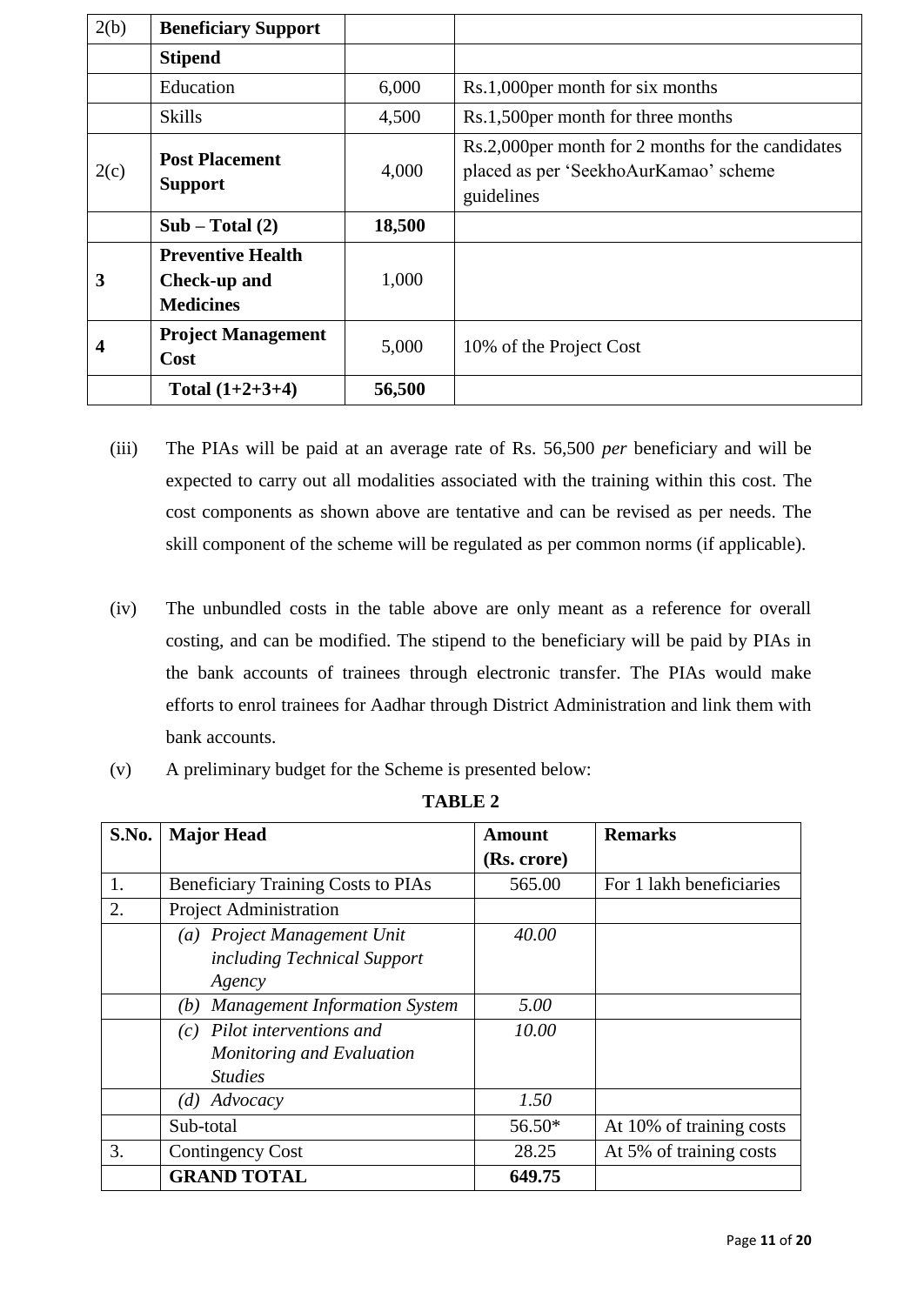| 2(b) | **Beneficiary Support** | | |
|---|---|---|---|
| | **Stipend** | | |
| | Education | 6,000 | Rs.1,000per month for six months |
| | Skills | 4,500 | Rs.1,500per month for three months |
| 2(c) | **Post Placement Support** | 4,000 | Rs.2,000per month for 2 months for the candidates placed as per 'SeekhoAurKamao' scheme guidelines |
| | **Sub – Total (2)** | **18,500** | |
| **3** | **Preventive Health Check-up and Medicines** | 1,000 | |
| **4** | **Project Management Cost** | 5,000 | 10% of the Project Cost |
| | **Total (1+2+3+4)** | **56,500** | |

(iii) The PIAs will be paid at an average rate of Rs. 56,500 *per* beneficiary and will be expected to carry out all modalities associated with the training within this cost. The cost components as shown above are tentative and can be revised as per needs. The skill component of the scheme will be regulated as per common norms (if applicable).

(iv) The unbundled costs in the table above are only meant as a reference for overall costing, and can be modified. The stipend to the beneficiary will be paid by PIAs in the bank accounts of trainees through electronic transfer. The PIAs would make efforts to enrol trainees for Aadhar through District Administration and link them with bank accounts.

(v) A preliminary budget for the Scheme is presented below:

**TABLE 2**

| S.No. | Major Head | Amount (Rs. crore) | Remarks |
|---|---|---|---|
| 1. | Beneficiary Training Costs to PIAs | 565.00 | For 1 lakh beneficiaries |
| 2. | Project Administration | | |
| | *(a) Project Management Unit including Technical Support Agency* | *40.00* | |
| | *(b) Management Information System* | *5.00* | |
| | *(c) Pilot interventions and Monitoring and Evaluation Studies* | *10.00* | |
| | *(d) Advocacy* | *1.50* | |
| | Sub-total | 56.50* | At 10% of training costs |
| 3. | Contingency Cost | 28.25 | At 5% of training costs |
| | **GRAND TOTAL** | **649.75** | |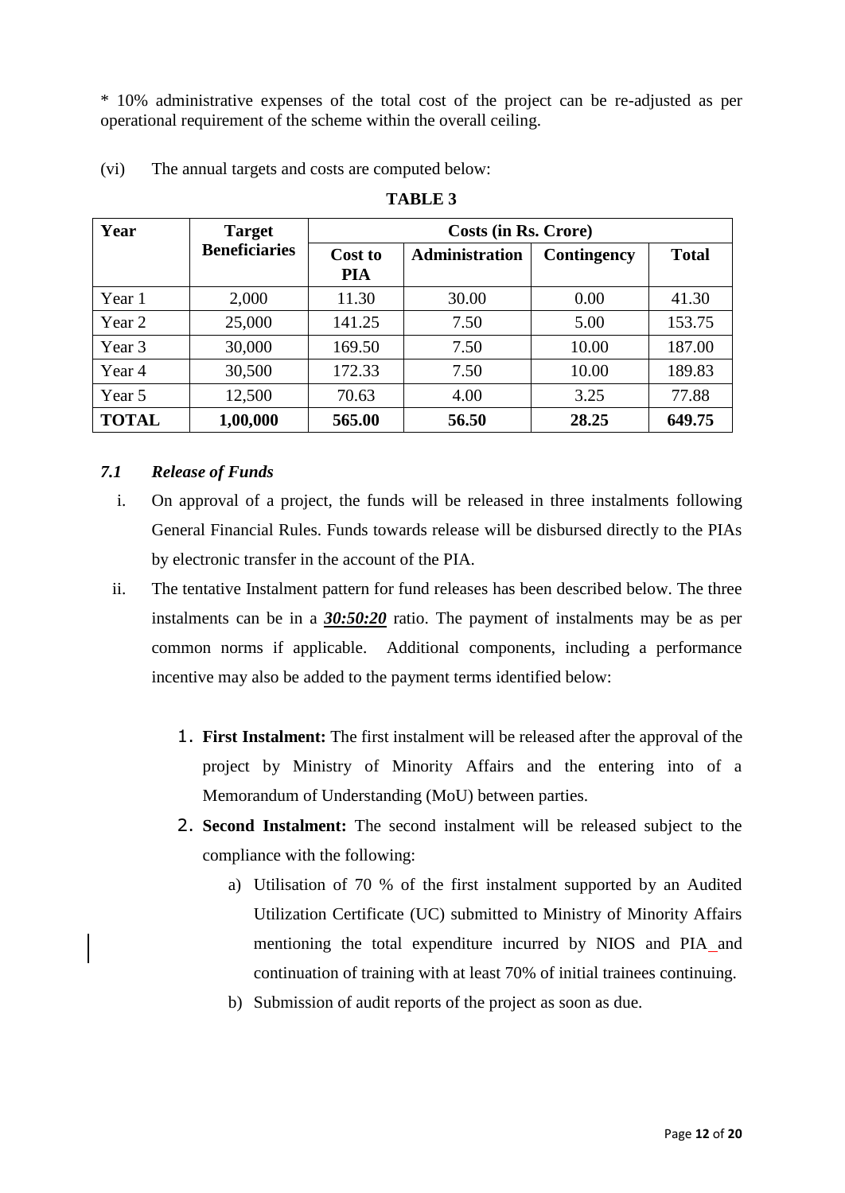* 10% administrative expenses of the total cost of the project can be re-adjusted as per operational requirement of the scheme within the overall ceiling.

(vi) The annual targets and costs are computed below:

**TABLE 3**

| Year | Target Beneficiaries | Costs (in Rs. Crore) | | | |
|---|---|---|---|---|---|
| | | Cost to PIA | Administration | Contingency | Total |
| Year 1 | 2,000 | 11.30 | 30.00 | 0.00 | 41.30 |
| Year 2 | 25,000 | 141.25 | 7.50 | 5.00 | 153.75 |
| Year 3 | 30,000 | 169.50 | 7.50 | 10.00 | 187.00 |
| Year 4 | 30,500 | 172.33 | 7.50 | 10.00 | 189.83 |
| Year 5 | 12,500 | 70.63 | 4.00 | 3.25 | 77.88 |
| **TOTAL** | **1,00,000** | **565.00** | **56.50** | **28.25** | **649.75** |

### *7.1 Release of Funds*

i. On approval of a project, the funds will be released in three instalments following General Financial Rules. Funds towards release will be disbursed directly to the PIAs by electronic transfer in the account of the PIA.

ii. The tentative Instalment pattern for fund releases has been described below. The three instalments can be in a ***30:50:20*** ratio. The payment of instalments may be as per common norms if applicable. Additional components, including a performance incentive may also be added to the payment terms identified below:

1. **First Instalment:** The first instalment will be released after the approval of the project by Ministry of Minority Affairs and the entering into of a Memorandum of Understanding (MoU) between parties.
2. **Second Instalment:** The second instalment will be released subject to the compliance with the following:
    a) Utilisation of 70 % of the first instalment supported by an Audited Utilization Certificate (UC) submitted to Ministry of Minority Affairs mentioning the total expenditure incurred by NIOS and PIA and continuation of training with at least 70% of initial trainees continuing.
    b) Submission of audit reports of the project as soon as due.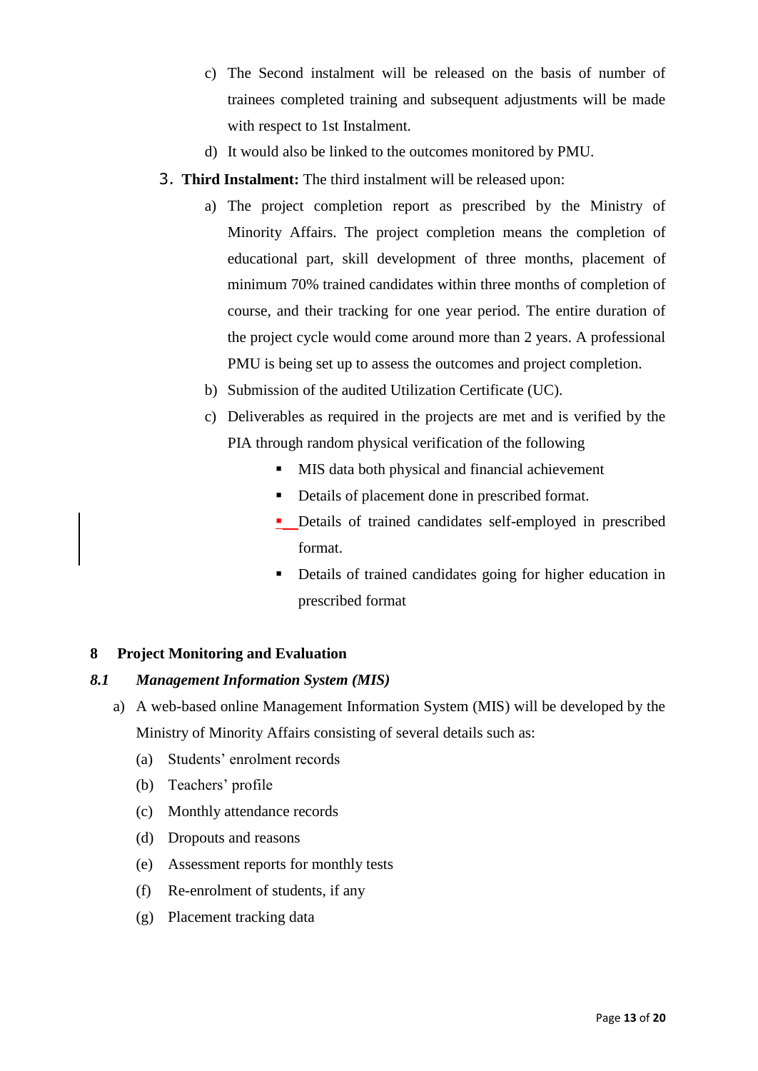c) The Second instalment will be released on the basis of number of trainees completed training and subsequent adjustments will be made with respect to 1st Instalment.

d) It would also be linked to the outcomes monitored by PMU.

3. **Third Instalment:** The third instalment will be released upon:

   a) The project completion report as prescribed by the Ministry of Minority Affairs. The project completion means the completion of educational part, skill development of three months, placement of minimum 70% trained candidates within three months of completion of course, and their tracking for one year period. The entire duration of the project cycle would come around more than 2 years. A professional PMU is being set up to assess the outcomes and project completion.

   b) Submission of the audited Utilization Certificate (UC).

   c) Deliverables as required in the projects are met and is verified by the PIA through random physical verification of the following

      - MIS data both physical and financial achievement
      - Details of placement done in prescribed format.
      - Details of trained candidates self-employed in prescribed format.
      - Details of trained candidates going for higher education in prescribed format

## 8 Project Monitoring and Evaluation

### *8.1 Management Information System (MIS)*

a) A web-based online Management Information System (MIS) will be developed by the Ministry of Minority Affairs consisting of several details such as:

   (a) Students' enrolment records

   (b) Teachers' profile

   (c) Monthly attendance records

   (d) Dropouts and reasons

   (e) Assessment reports for monthly tests

   (f) Re-enrolment of students, if any

   (g) Placement tracking data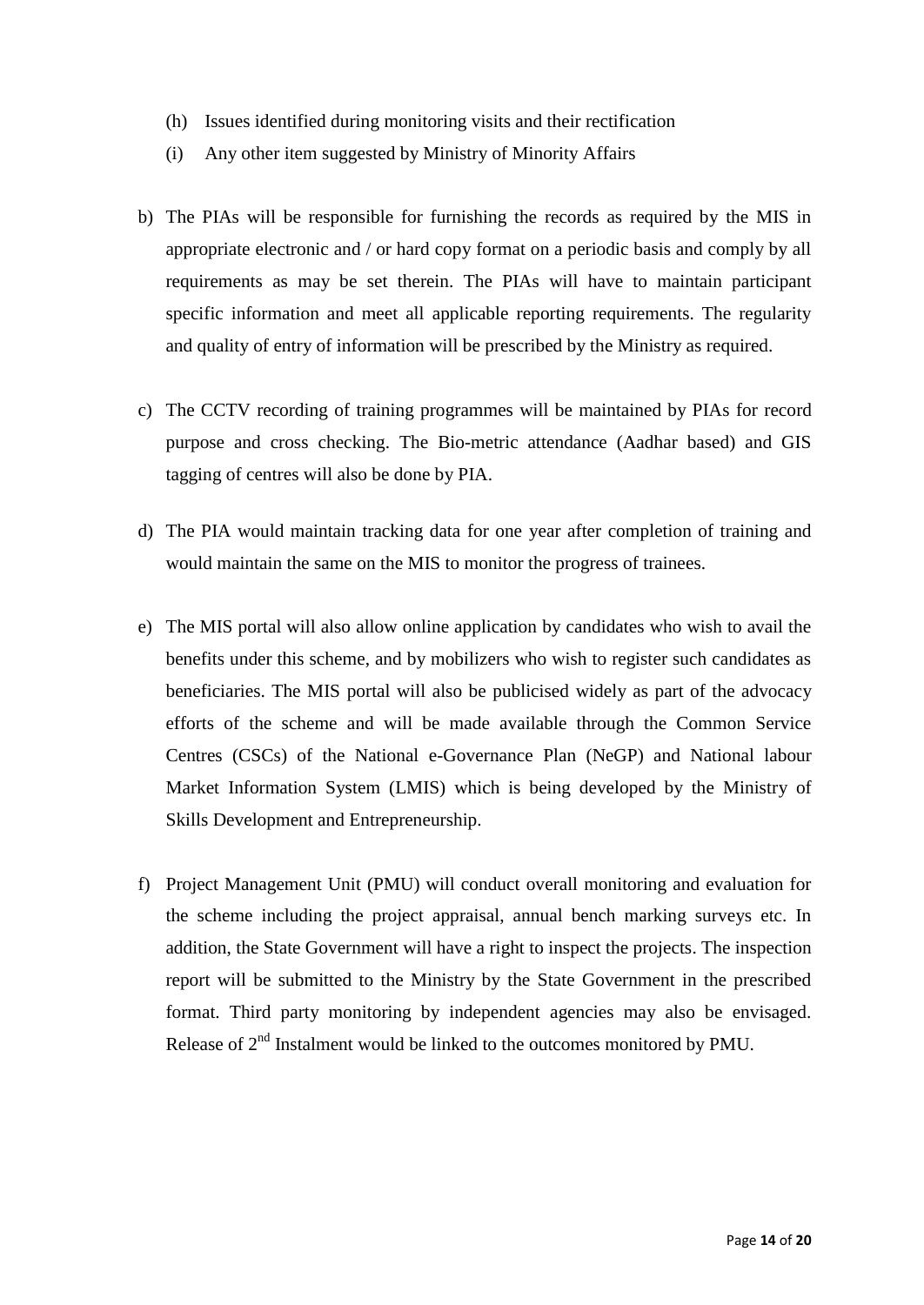(h) Issues identified during monitoring visits and their rectification
   (i) Any other item suggested by Ministry of Minority Affairs

b) The PIAs will be responsible for furnishing the records as required by the MIS in appropriate electronic and / or hard copy format on a periodic basis and comply by all requirements as may be set therein. The PIAs will have to maintain participant specific information and meet all applicable reporting requirements. The regularity and quality of entry of information will be prescribed by the Ministry as required.

c) The CCTV recording of training programmes will be maintained by PIAs for record purpose and cross checking. The Bio-metric attendance (Aadhar based) and GIS tagging of centres will also be done by PIA.

d) The PIA would maintain tracking data for one year after completion of training and would maintain the same on the MIS to monitor the progress of trainees.

e) The MIS portal will also allow online application by candidates who wish to avail the benefits under this scheme, and by mobilizers who wish to register such candidates as beneficiaries. The MIS portal will also be publicised widely as part of the advocacy efforts of the scheme and will be made available through the Common Service Centres (CSCs) of the National e-Governance Plan (NeGP) and National labour Market Information System (LMIS) which is being developed by the Ministry of Skills Development and Entrepreneurship.

f) Project Management Unit (PMU) will conduct overall monitoring and evaluation for the scheme including the project appraisal, annual bench marking surveys etc. In addition, the State Government will have a right to inspect the projects. The inspection report will be submitted to the Ministry by the State Government in the prescribed format. Third party monitoring by independent agencies may also be envisaged. Release of 2nd Instalment would be linked to the outcomes monitored by PMU.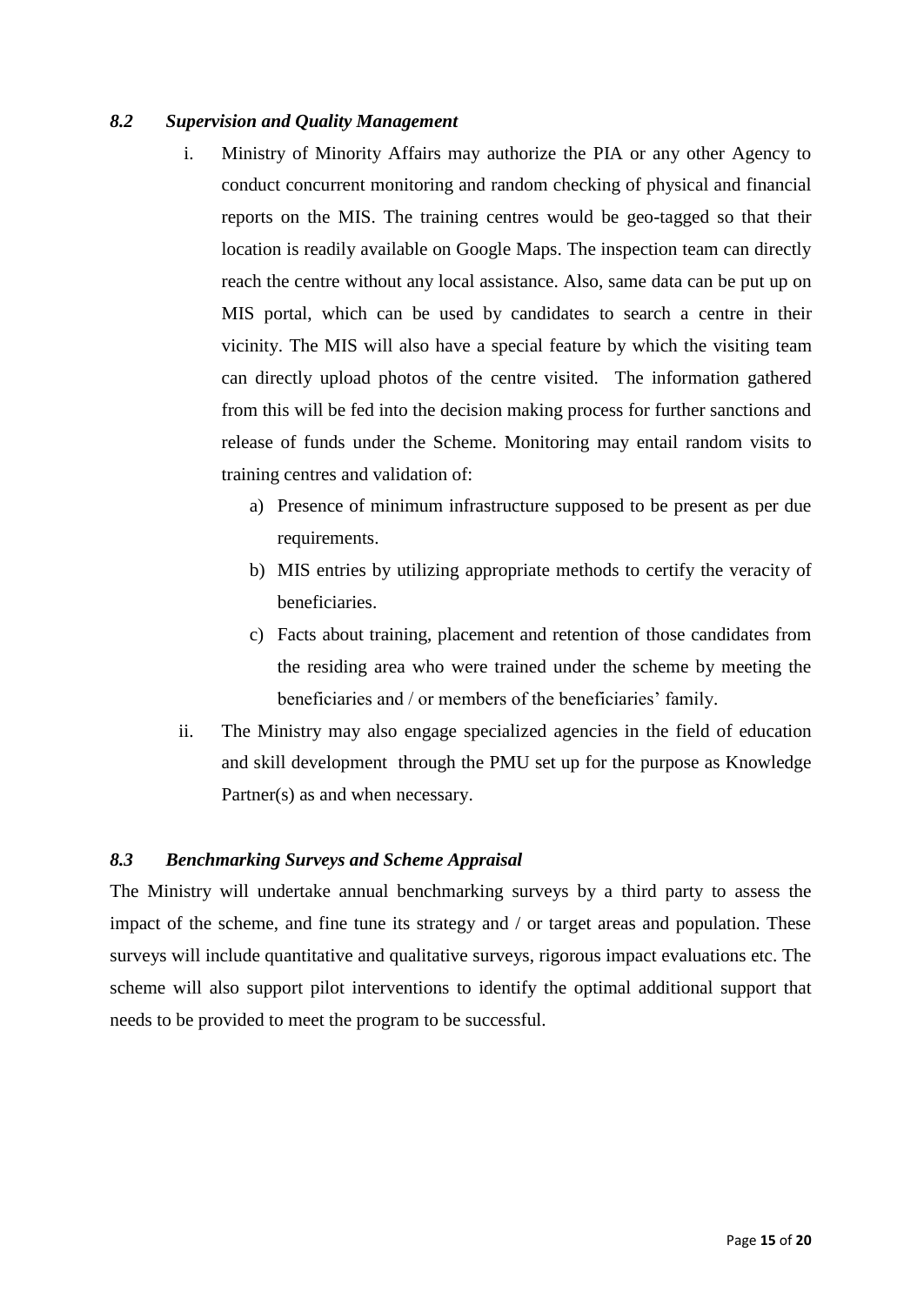### *8.2 Supervision and Quality Management*

i. Ministry of Minority Affairs may authorize the PIA or any other Agency to conduct concurrent monitoring and random checking of physical and financial reports on the MIS. The training centres would be geo-tagged so that their location is readily available on Google Maps. The inspection team can directly reach the centre without any local assistance. Also, same data can be put up on MIS portal, which can be used by candidates to search a centre in their vicinity. The MIS will also have a special feature by which the visiting team can directly upload photos of the centre visited. The information gathered from this will be fed into the decision making process for further sanctions and release of funds under the Scheme. Monitoring may entail random visits to training centres and validation of:

   a) Presence of minimum infrastructure supposed to be present as per due requirements.
   b) MIS entries by utilizing appropriate methods to certify the veracity of beneficiaries.
   c) Facts about training, placement and retention of those candidates from the residing area who were trained under the scheme by meeting the beneficiaries and / or members of the beneficiaries' family.

ii. The Ministry may also engage specialized agencies in the field of education and skill development through the PMU set up for the purpose as Knowledge Partner(s) as and when necessary.

### *8.3 Benchmarking Surveys and Scheme Appraisal*

The Ministry will undertake annual benchmarking surveys by a third party to assess the impact of the scheme, and fine tune its strategy and / or target areas and population. These surveys will include quantitative and qualitative surveys, rigorous impact evaluations etc. The scheme will also support pilot interventions to identify the optimal additional support that needs to be provided to meet the program to be successful.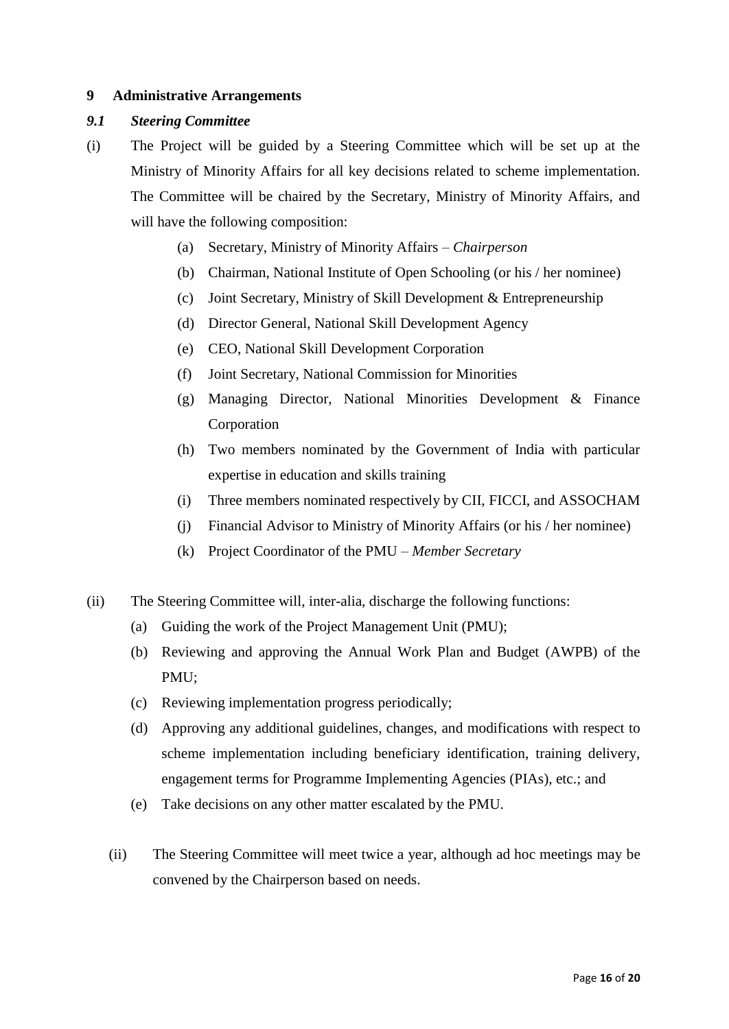## 9 Administrative Arrangements

### *9.1 Steering Committee*

(i) The Project will be guided by a Steering Committee which will be set up at the Ministry of Minority Affairs for all key decisions related to scheme implementation. The Committee will be chaired by the Secretary, Ministry of Minority Affairs, and will have the following composition:

   (a) Secretary, Ministry of Minority Affairs – *Chairperson*
   (b) Chairman, National Institute of Open Schooling (or his / her nominee)
   (c) Joint Secretary, Ministry of Skill Development & Entrepreneurship
   (d) Director General, National Skill Development Agency
   (e) CEO, National Skill Development Corporation
   (f) Joint Secretary, National Commission for Minorities
   (g) Managing Director, National Minorities Development & Finance Corporation
   (h) Two members nominated by the Government of India with particular expertise in education and skills training
   (i) Three members nominated respectively by CII, FICCI, and ASSOCHAM
   (j) Financial Advisor to Ministry of Minority Affairs (or his / her nominee)
   (k) Project Coordinator of the PMU – *Member Secretary*

(ii) The Steering Committee will, inter-alia, discharge the following functions:

   (a) Guiding the work of the Project Management Unit (PMU);
   (b) Reviewing and approving the Annual Work Plan and Budget (AWPB) of the PMU;
   (c) Reviewing implementation progress periodically;
   (d) Approving any additional guidelines, changes, and modifications with respect to scheme implementation including beneficiary identification, training delivery, engagement terms for Programme Implementing Agencies (PIAs), etc.; and
   (e) Take decisions on any other matter escalated by the PMU.

(ii) The Steering Committee will meet twice a year, although ad hoc meetings may be convened by the Chairperson based on needs.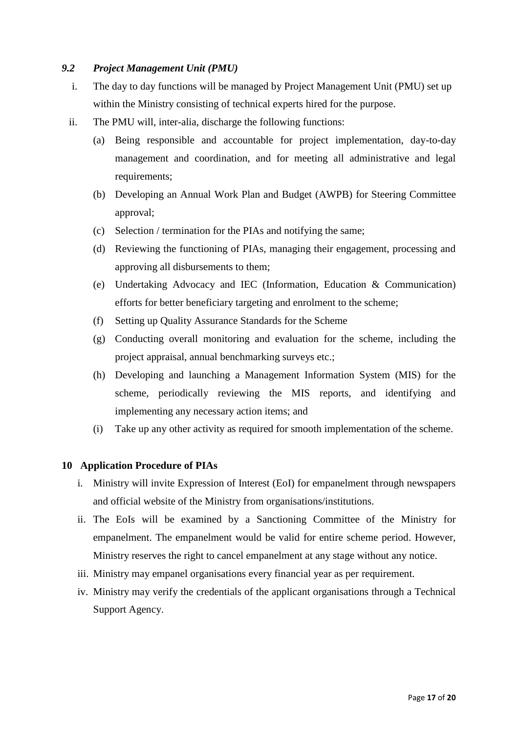### *9.2 Project Management Unit (PMU)*

i. The day to day functions will be managed by Project Management Unit (PMU) set up within the Ministry consisting of technical experts hired for the purpose.

ii. The PMU will, inter-alia, discharge the following functions:

   (a) Being responsible and accountable for project implementation, day-to-day management and coordination, and for meeting all administrative and legal requirements;

   (b) Developing an Annual Work Plan and Budget (AWPB) for Steering Committee approval;

   (c) Selection / termination for the PIAs and notifying the same;

   (d) Reviewing the functioning of PIAs, managing their engagement, processing and approving all disbursements to them;

   (e) Undertaking Advocacy and IEC (Information, Education & Communication) efforts for better beneficiary targeting and enrolment to the scheme;

   (f) Setting up Quality Assurance Standards for the Scheme

   (g) Conducting overall monitoring and evaluation for the scheme, including the project appraisal, annual benchmarking surveys etc.;

   (h) Developing and launching a Management Information System (MIS) for the scheme, periodically reviewing the MIS reports, and identifying and implementing any necessary action items; and

   (i) Take up any other activity as required for smooth implementation of the scheme.

## 10 Application Procedure of PIAs

i. Ministry will invite Expression of Interest (EoI) for empanelment through newspapers and official website of the Ministry from organisations/institutions.

ii. The EoIs will be examined by a Sanctioning Committee of the Ministry for empanelment. The empanelment would be valid for entire scheme period. However, Ministry reserves the right to cancel empanelment at any stage without any notice.

iii. Ministry may empanel organisations every financial year as per requirement.

iv. Ministry may verify the credentials of the applicant organisations through a Technical Support Agency.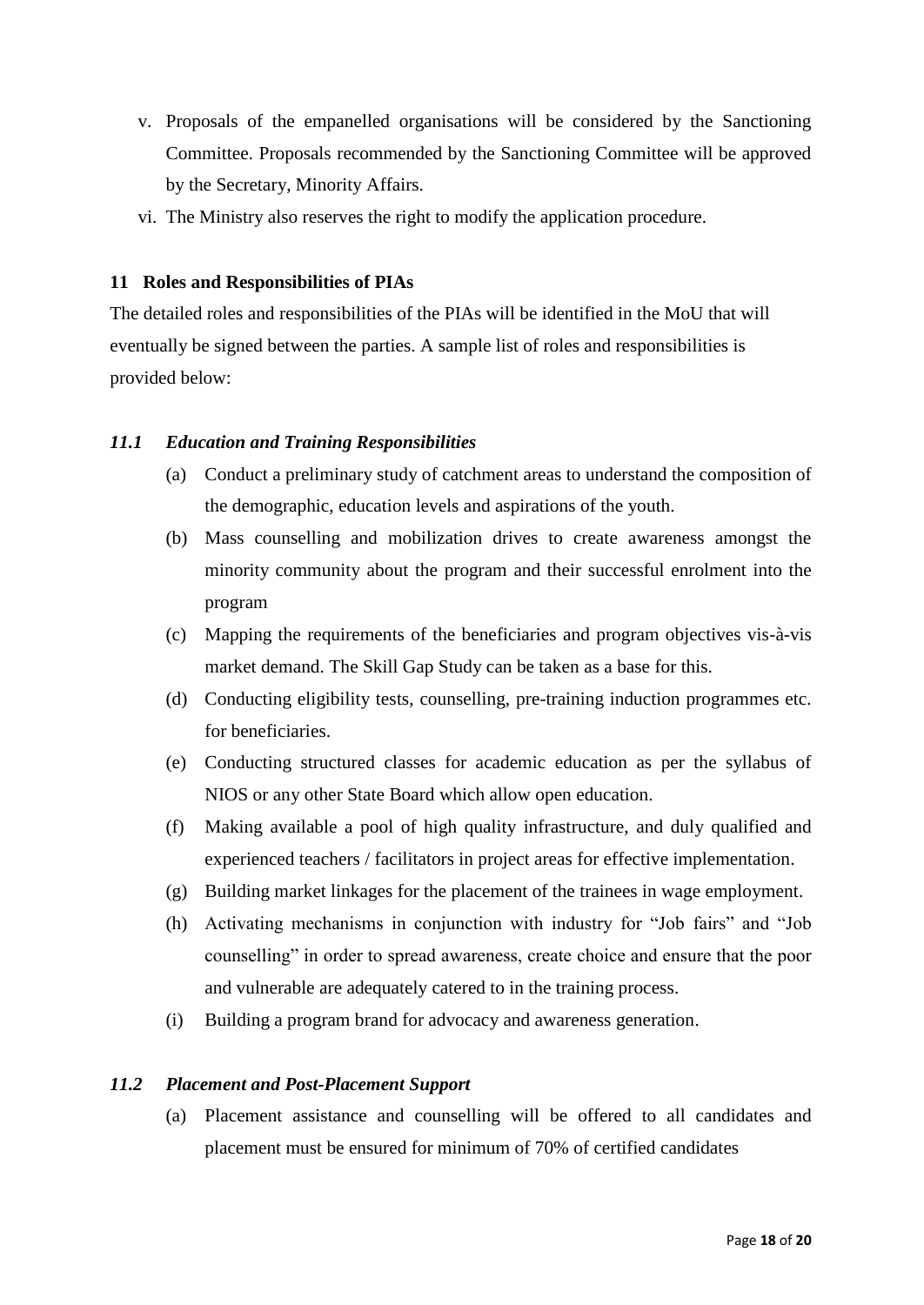v. Proposals of the empanelled organisations will be considered by the Sanctioning Committee. Proposals recommended by the Sanctioning Committee will be approved by the Secretary, Minority Affairs.
vi. The Ministry also reserves the right to modify the application procedure.

## 11 Roles and Responsibilities of PIAs

The detailed roles and responsibilities of the PIAs will be identified in the MoU that will eventually be signed between the parties. A sample list of roles and responsibilities is provided below:

### *11.1 Education and Training Responsibilities*

(a) Conduct a preliminary study of catchment areas to understand the composition of the demographic, education levels and aspirations of the youth.

(b) Mass counselling and mobilization drives to create awareness amongst the minority community about the program and their successful enrolment into the program

(c) Mapping the requirements of the beneficiaries and program objectives vis-à-vis market demand. The Skill Gap Study can be taken as a base for this.

(d) Conducting eligibility tests, counselling, pre-training induction programmes etc. for beneficiaries.

(e) Conducting structured classes for academic education as per the syllabus of NIOS or any other State Board which allow open education.

(f) Making available a pool of high quality infrastructure, and duly qualified and experienced teachers / facilitators in project areas for effective implementation.

(g) Building market linkages for the placement of the trainees in wage employment.

(h) Activating mechanisms in conjunction with industry for "Job fairs" and "Job counselling" in order to spread awareness, create choice and ensure that the poor and vulnerable are adequately catered to in the training process.

(i) Building a program brand for advocacy and awareness generation.

### *11.2 Placement and Post-Placement Support*

(a) Placement assistance and counselling will be offered to all candidates and placement must be ensured for minimum of 70% of certified candidates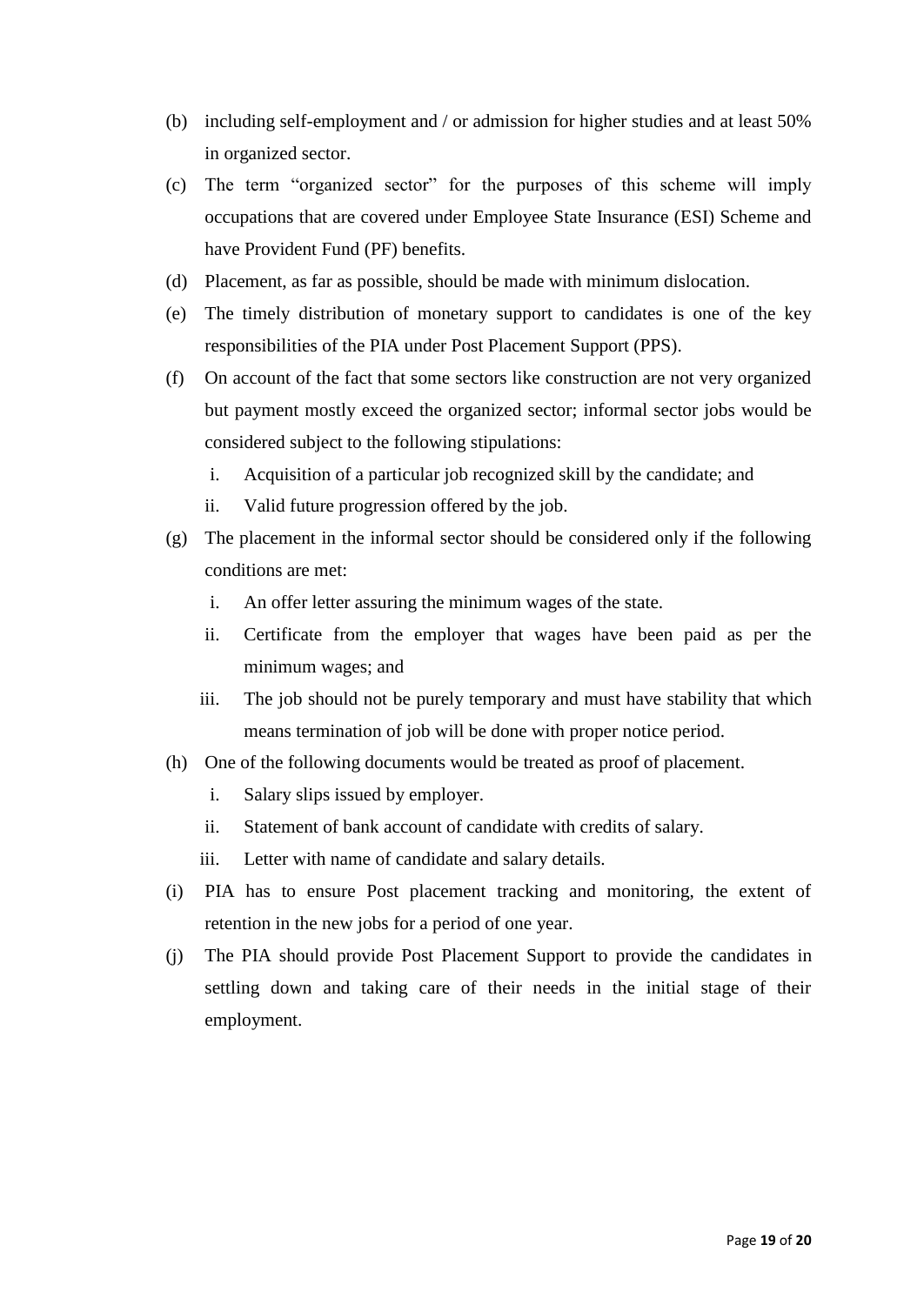(b) including self-employment and / or admission for higher studies and at least 50% in organized sector.

(c) The term "organized sector" for the purposes of this scheme will imply occupations that are covered under Employee State Insurance (ESI) Scheme and have Provident Fund (PF) benefits.

(d) Placement, as far as possible, should be made with minimum dislocation.

(e) The timely distribution of monetary support to candidates is one of the key responsibilities of the PIA under Post Placement Support (PPS).

(f) On account of the fact that some sectors like construction are not very organized but payment mostly exceed the organized sector; informal sector jobs would be considered subject to the following stipulations:

   i. Acquisition of a particular job recognized skill by the candidate; and
   
   ii. Valid future progression offered by the job.

(g) The placement in the informal sector should be considered only if the following conditions are met:

   i. An offer letter assuring the minimum wages of the state.
   
   ii. Certificate from the employer that wages have been paid as per the minimum wages; and
   
   iii. The job should not be purely temporary and must have stability that which means termination of job will be done with proper notice period.

(h) One of the following documents would be treated as proof of placement.

   i. Salary slips issued by employer.
   
   ii. Statement of bank account of candidate with credits of salary.
   
   iii. Letter with name of candidate and salary details.

(i) PIA has to ensure Post placement tracking and monitoring, the extent of retention in the new jobs for a period of one year.

(j) The PIA should provide Post Placement Support to provide the candidates in settling down and taking care of their needs in the initial stage of their employment.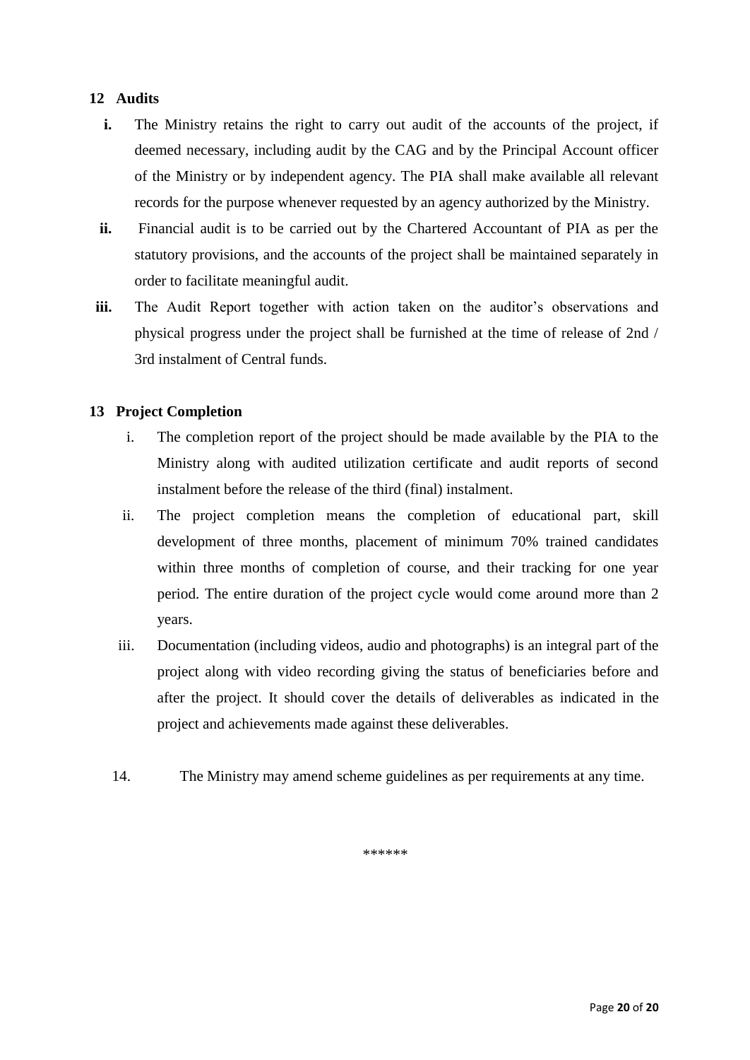## 12 Audits

- **i.** The Ministry retains the right to carry out audit of the accounts of the project, if deemed necessary, including audit by the CAG and by the Principal Account officer of the Ministry or by independent agency. The PIA shall make available all relevant records for the purpose whenever requested by an agency authorized by the Ministry.
- **ii.** Financial audit is to be carried out by the Chartered Accountant of PIA as per the statutory provisions, and the accounts of the project shall be maintained separately in order to facilitate meaningful audit.
- **iii.** The Audit Report together with action taken on the auditor's observations and physical progress under the project shall be furnished at the time of release of 2nd / 3rd instalment of Central funds.

## 13 Project Completion

- i. The completion report of the project should be made available by the PIA to the Ministry along with audited utilization certificate and audit reports of second instalment before the release of the third (final) instalment.
- ii. The project completion means the completion of educational part, skill development of three months, placement of minimum 70% trained candidates within three months of completion of course, and their tracking for one year period. The entire duration of the project cycle would come around more than 2 years.
- iii. Documentation (including videos, audio and photographs) is an integral part of the project along with video recording giving the status of beneficiaries before and after the project. It should cover the details of deliverables as indicated in the project and achievements made against these deliverables.

14. The Ministry may amend scheme guidelines as per requirements at any time.

******